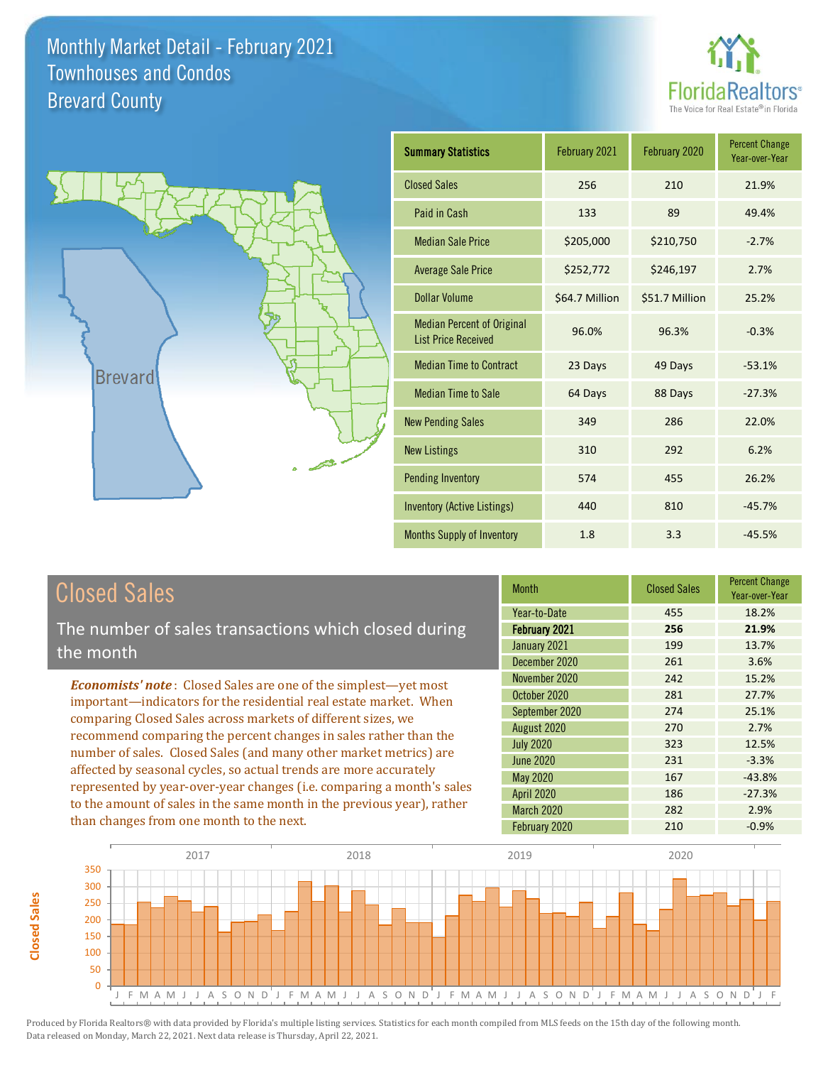# Monthly Market Detail - February 2021
## Townhouses and Condos
## Brevard County

FloridaRealtors®
The Voice for Real Estate® in Florida

| Summary Statistics | February 2021 | February 2020 | Percent Change Year-over-Year |
|---|---|---|---|
| Closed Sales | 256 | 210 | 21.9% |
| Paid in Cash | 133 | 89 | 49.4% |
| Median Sale Price | $205,000 | $210,750 | -2.7% |
| Average Sale Price | $252,772 | $246,197 | 2.7% |
| Dollar Volume | $64.7 Million | $51.7 Million | 25.2% |
| Median Percent of Original List Price Received | 96.0% | 96.3% | -0.3% |
| Median Time to Contract | 23 Days | 49 Days | -53.1% |
| Median Time to Sale | 64 Days | 88 Days | -27.3% |
| New Pending Sales | 349 | 286 | 22.0% |
| New Listings | 310 | 292 | 6.2% |
| Pending Inventory | 574 | 455 | 26.2% |
| Inventory (Active Listings) | 440 | 810 | -45.7% |
| Months Supply of Inventory | 1.8 | 3.3 | -45.5% |

## Closed Sales

The number of sales transactions which closed during the month

***Economists' note***: Closed Sales are one of the simplest—yet most important—indicators for the residential real estate market. When comparing Closed Sales across markets of different sizes, we recommend comparing the percent changes in sales rather than the number of sales. Closed Sales (and many other market metrics) are affected by seasonal cycles, so actual trends are more accurately represented by year-over-year changes (i.e. comparing a month's sales to the amount of sales in the same month in the previous year), rather than changes from one month to the next.

| Month | Closed Sales | Percent Change Year-over-Year |
|---|---|---|
| Year-to-Date | 455 | 18.2% |
| **February 2021** | **256** | **21.9%** |
| January 2021 | 199 | 13.7% |
| December 2020 | 261 | 3.6% |
| November 2020 | 242 | 15.2% |
| October 2020 | 281 | 27.7% |
| September 2020 | 274 | 25.1% |
| August 2020 | 270 | 2.7% |
| July 2020 | 323 | 12.5% |
| June 2020 | 231 | -3.3% |
| May 2020 | 167 | -43.8% |
| April 2020 | 186 | -27.3% |
| March 2020 | 282 | 2.9% |
| February 2020 | 210 | -0.9% |

Produced by Florida Realtors® with data provided by Florida's multiple listing services. Statistics for each month compiled from MLS feeds on the 15th day of the following month. Data released on Monday, March 22, 2021. Next data release is Thursday, April 22, 2021.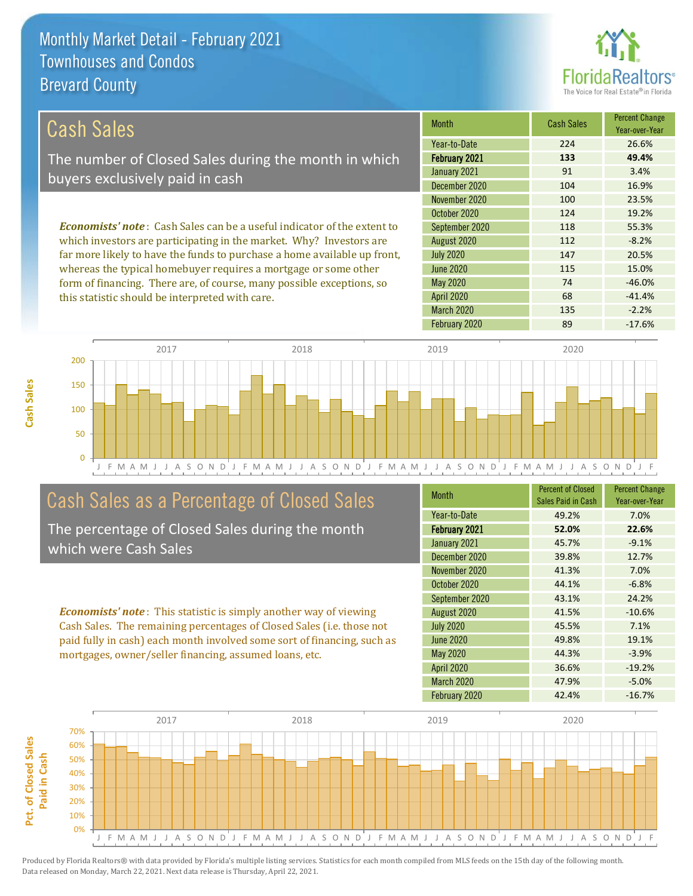# Monthly Market Detail - February 2021
## Townhouses and Condos
## Brevard County

## Cash Sales

The number of Closed Sales during the month in which buyers exclusively paid in cash

*Economists' note*: Cash Sales can be a useful indicator of the extent to which investors are participating in the market. Why? Investors are far more likely to have the funds to purchase a home available up front, whereas the typical homebuyer requires a mortgage or some other form of financing. There are, of course, many possible exceptions, so this statistic should be interpreted with care.

| Month | Cash Sales | Percent Change Year-over-Year |
|---|---|---|
| Year-to-Date | 224 | 26.6% |
| **February 2021** | **133** | **49.4%** |
| January 2021 | 91 | 3.4% |
| December 2020 | 104 | 16.9% |
| November 2020 | 100 | 23.5% |
| October 2020 | 124 | 19.2% |
| September 2020 | 118 | 55.3% |
| August 2020 | 112 | -8.2% |
| July 2020 | 147 | 20.5% |
| June 2020 | 115 | 15.0% |
| May 2020 | 74 | -46.0% |
| April 2020 | 68 | -41.4% |
| March 2020 | 135 | -2.2% |
| February 2020 | 89 | -17.6% |

## Cash Sales as a Percentage of Closed Sales

The percentage of Closed Sales during the month which were Cash Sales

*Economists' note*: This statistic is simply another way of viewing Cash Sales. The remaining percentages of Closed Sales (i.e. those not paid fully in cash) each month involved some sort of financing, such as mortgages, owner/seller financing, assumed loans, etc.

| Month | Percent of Closed Sales Paid in Cash | Percent Change Year-over-Year |
|---|---|---|
| Year-to-Date | 49.2% | 7.0% |
| **February 2021** | **52.0%** | **22.6%** |
| January 2021 | 45.7% | -9.1% |
| December 2020 | 39.8% | 12.7% |
| November 2020 | 41.3% | 7.0% |
| October 2020 | 44.1% | -6.8% |
| September 2020 | 43.1% | 24.2% |
| August 2020 | 41.5% | -10.6% |
| July 2020 | 45.5% | 7.1% |
| June 2020 | 49.8% | 19.1% |
| May 2020 | 44.3% | -3.9% |
| April 2020 | 36.6% | -19.2% |
| March 2020 | 47.9% | -5.0% |
| February 2020 | 42.4% | -16.7% |

Produced by Florida Realtors® with data provided by Florida's multiple listing services. Statistics for each month compiled from MLS feeds on the 15th day of the following month. Data released on Monday, March 22, 2021. Next data release is Thursday, April 22, 2021.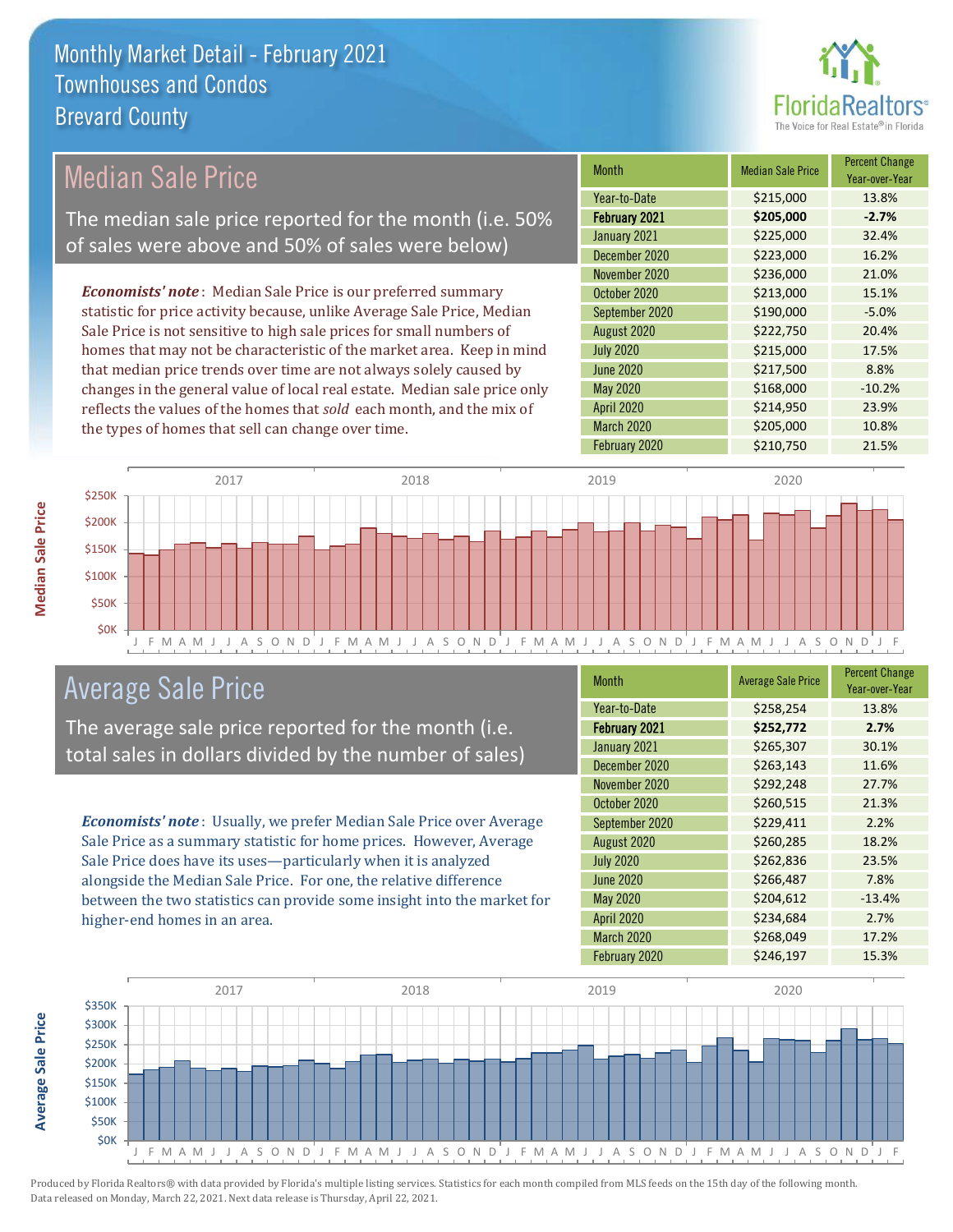# Monthly Market Detail - February 2021
## Townhouses and Condos
## Brevard County

## Median Sale Price

The median sale price reported for the month (i.e. 50% of sales were above and 50% of sales were below)

***Economists' note***: Median Sale Price is our preferred summary statistic for price activity because, unlike Average Sale Price, Median Sale Price is not sensitive to high sale prices for small numbers of homes that may not be characteristic of the market area. Keep in mind that median price trends over time are not always solely caused by changes in the general value of local real estate. Median sale price only reflects the values of the homes that *sold* each month, and the mix of the types of homes that sell can change over time.

| Month | Median Sale Price | Percent Change Year-over-Year |
|---|---|---|
| Year-to-Date | $215,000 | 13.8% |
| **February 2021** | **$205,000** | **-2.7%** |
| January 2021 | $225,000 | 32.4% |
| December 2020 | $223,000 | 16.2% |
| November 2020 | $236,000 | 21.0% |
| October 2020 | $213,000 | 15.1% |
| September 2020 | $190,000 | -5.0% |
| August 2020 | $222,750 | 20.4% |
| July 2020 | $215,000 | 17.5% |
| June 2020 | $217,500 | 8.8% |
| May 2020 | $168,000 | -10.2% |
| April 2020 | $214,950 | 23.9% |
| March 2020 | $205,000 | 10.8% |
| February 2020 | $210,750 | 21.5% |

## Average Sale Price

The average sale price reported for the month (i.e. total sales in dollars divided by the number of sales)

***Economists' note***: Usually, we prefer Median Sale Price over Average Sale Price as a summary statistic for home prices. However, Average Sale Price does have its uses—particularly when it is analyzed alongside the Median Sale Price. For one, the relative difference between the two statistics can provide some insight into the market for higher-end homes in an area.

| Month | Average Sale Price | Percent Change Year-over-Year |
|---|---|---|
| Year-to-Date | $258,254 | 13.8% |
| **February 2021** | **$252,772** | **2.7%** |
| January 2021 | $265,307 | 30.1% |
| December 2020 | $263,143 | 11.6% |
| November 2020 | $292,248 | 27.7% |
| October 2020 | $260,515 | 21.3% |
| September 2020 | $229,411 | 2.2% |
| August 2020 | $260,285 | 18.2% |
| July 2020 | $262,836 | 23.5% |
| June 2020 | $266,487 | 7.8% |
| May 2020 | $204,612 | -13.4% |
| April 2020 | $234,684 | 2.7% |
| March 2020 | $268,049 | 17.2% |
| February 2020 | $246,197 | 15.3% |

Produced by Florida Realtors® with data provided by Florida's multiple listing services. Statistics for each month compiled from MLS feeds on the 15th day of the following month. Data released on Monday, March 22, 2021. Next data release is Thursday, April 22, 2021.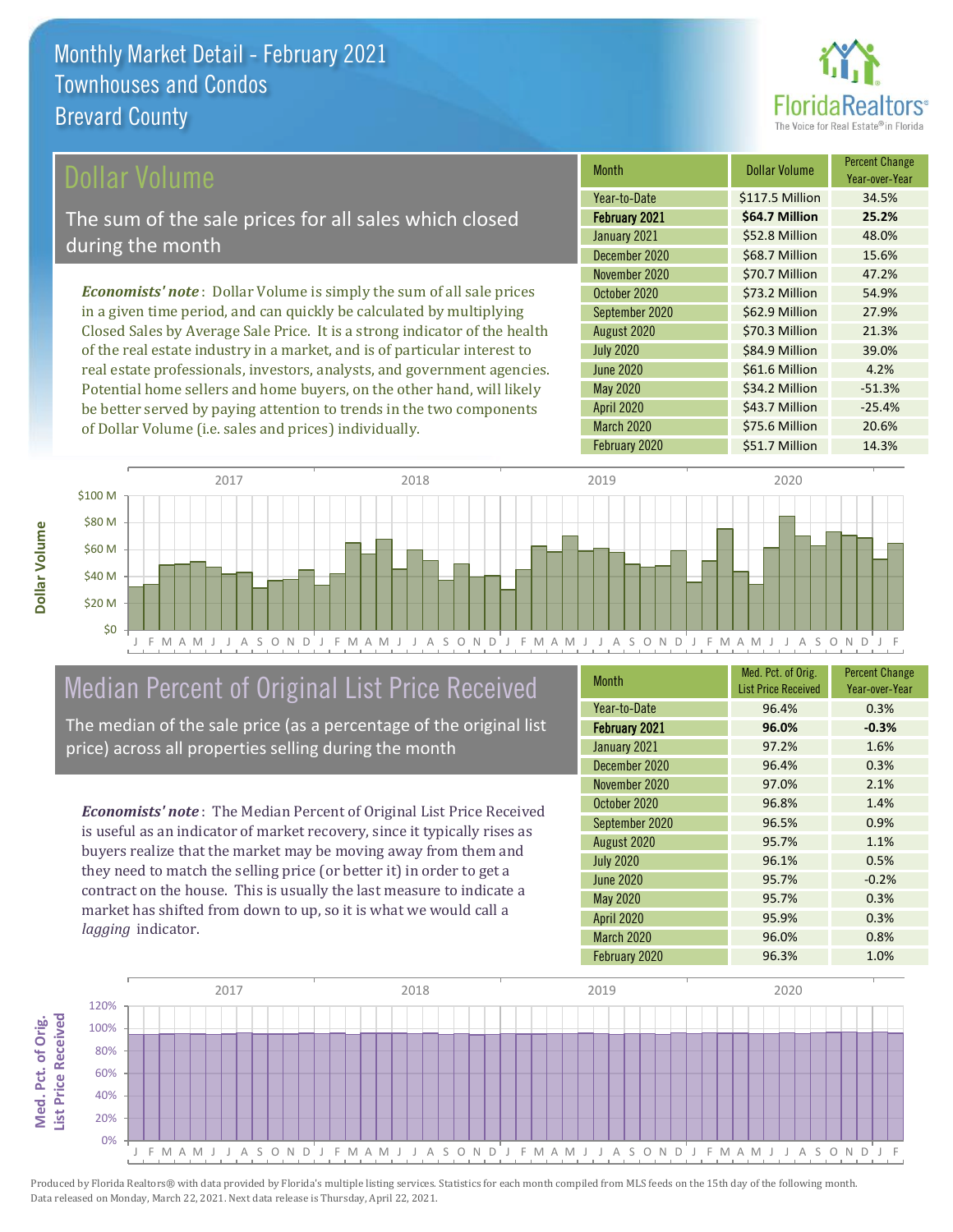# Monthly Market Detail - February 2021
## Townhouses and Condos
## Brevard County

## Dollar Volume

The sum of the sale prices for all sales which closed during the month

***Economists' note***: Dollar Volume is simply the sum of all sale prices in a given time period, and can quickly be calculated by multiplying Closed Sales by Average Sale Price. It is a strong indicator of the health of the real estate industry in a market, and is of particular interest to real estate professionals, investors, analysts, and government agencies. Potential home sellers and home buyers, on the other hand, will likely be better served by paying attention to trends in the two components of Dollar Volume (i.e. sales and prices) individually.

| Month | Dollar Volume | Percent Change Year-over-Year |
|---|---|---|
| Year-to-Date | $117.5 Million | 34.5% |
| **February 2021** | **$64.7 Million** | **25.2%** |
| January 2021 | $52.8 Million | 48.0% |
| December 2020 | $68.7 Million | 15.6% |
| November 2020 | $70.7 Million | 47.2% |
| October 2020 | $73.2 Million | 54.9% |
| September 2020 | $62.9 Million | 27.9% |
| August 2020 | $70.3 Million | 21.3% |
| July 2020 | $84.9 Million | 39.0% |
| June 2020 | $61.6 Million | 4.2% |
| May 2020 | $34.2 Million | -51.3% |
| April 2020 | $43.7 Million | -25.4% |
| March 2020 | $75.6 Million | 20.6% |
| February 2020 | $51.7 Million | 14.3% |

## Median Percent of Original List Price Received

The median of the sale price (as a percentage of the original list price) across all properties selling during the month

***Economists' note***: The Median Percent of Original List Price Received is useful as an indicator of market recovery, since it typically rises as buyers realize that the market may be moving away from them and they need to match the selling price (or better it) in order to get a contract on the house. This is usually the last measure to indicate a market has shifted from down to up, so it is what we would call a *lagging* indicator.

| Month | Med. Pct. of Orig. List Price Received | Percent Change Year-over-Year |
|---|---|---|
| Year-to-Date | 96.4% | 0.3% |
| **February 2021** | **96.0%** | **-0.3%** |
| January 2021 | 97.2% | 1.6% |
| December 2020 | 96.4% | 0.3% |
| November 2020 | 97.0% | 2.1% |
| October 2020 | 96.8% | 1.4% |
| September 2020 | 96.5% | 0.9% |
| August 2020 | 95.7% | 1.1% |
| July 2020 | 96.1% | 0.5% |
| June 2020 | 95.7% | -0.2% |
| May 2020 | 95.7% | 0.3% |
| April 2020 | 95.9% | 0.3% |
| March 2020 | 96.0% | 0.8% |
| February 2020 | 96.3% | 1.0% |

Produced by Florida Realtors® with data provided by Florida's multiple listing services. Statistics for each month compiled from MLS feeds on the 15th day of the following month. Data released on Monday, March 22, 2021. Next data release is Thursday, April 22, 2021.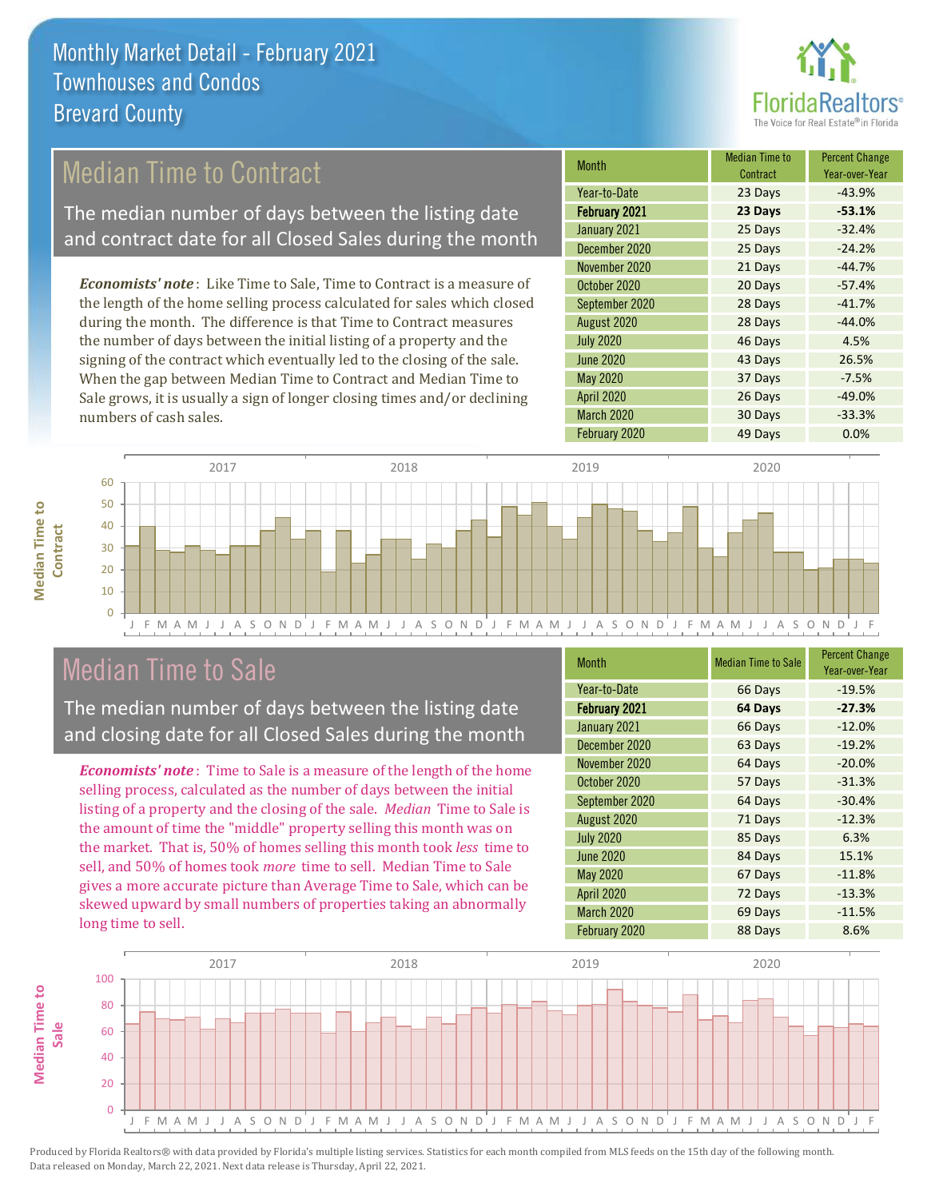# Monthly Market Detail - February 2021
## Townhouses and Condos
## Brevard County

## Median Time to Contract

The median number of days between the listing date and contract date for all Closed Sales during the month

*Economists' note*: Like Time to Sale, Time to Contract is a measure of the length of the home selling process calculated for sales which closed during the month. The difference is that Time to Contract measures the number of days between the initial listing of a property and the signing of the contract which eventually led to the closing of the sale. When the gap between Median Time to Contract and Median Time to Sale grows, it is usually a sign of longer closing times and/or declining numbers of cash sales.

| Month | Median Time to Contract | Percent Change Year-over-Year |
|---|---|---|
| Year-to-Date | 23 Days | -43.9% |
| **February 2021** | **23 Days** | **-53.1%** |
| January 2021 | 25 Days | -32.4% |
| December 2020 | 25 Days | -24.2% |
| November 2020 | 21 Days | -44.7% |
| October 2020 | 20 Days | -57.4% |
| September 2020 | 28 Days | -41.7% |
| August 2020 | 28 Days | -44.0% |
| July 2020 | 46 Days | 4.5% |
| June 2020 | 43 Days | 26.5% |
| May 2020 | 37 Days | -7.5% |
| April 2020 | 26 Days | -49.0% |
| March 2020 | 30 Days | -33.3% |
| February 2020 | 49 Days | 0.0% |

## Median Time to Sale

The median number of days between the listing date and closing date for all Closed Sales during the month

*Economists' note*: Time to Sale is a measure of the length of the home selling process, calculated as the number of days between the initial listing of a property and the closing of the sale. *Median* Time to Sale is the amount of time the "middle" property selling this month was on the market. That is, 50% of homes selling this month took *less* time to sell, and 50% of homes took *more* time to sell. Median Time to Sale gives a more accurate picture than Average Time to Sale, which can be skewed upward by small numbers of properties taking an abnormally long time to sell.

| Month | Median Time to Sale | Percent Change Year-over-Year |
|---|---|---|
| Year-to-Date | 66 Days | -19.5% |
| **February 2021** | **64 Days** | **-27.3%** |
| January 2021 | 66 Days | -12.0% |
| December 2020 | 63 Days | -19.2% |
| November 2020 | 64 Days | -20.0% |
| October 2020 | 57 Days | -31.3% |
| September 2020 | 64 Days | -30.4% |
| August 2020 | 71 Days | -12.3% |
| July 2020 | 85 Days | 6.3% |
| June 2020 | 84 Days | 15.1% |
| May 2020 | 67 Days | -11.8% |
| April 2020 | 72 Days | -13.3% |
| March 2020 | 69 Days | -11.5% |
| February 2020 | 88 Days | 8.6% |

Produced by Florida Realtors® with data provided by Florida's multiple listing services. Statistics for each month compiled from MLS feeds on the 15th day of the following month. Data released on Monday, March 22, 2021. Next data release is Thursday, April 22, 2021.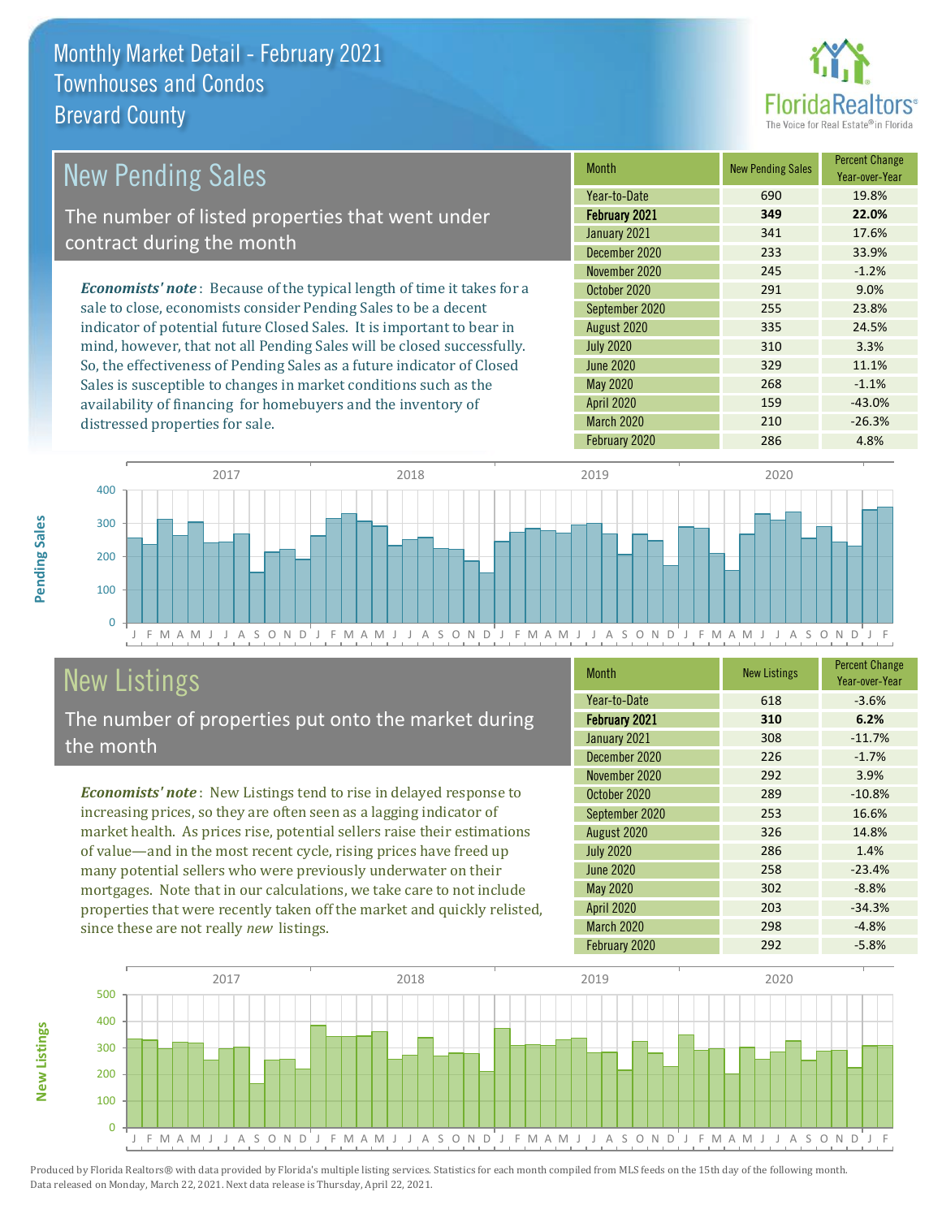# Monthly Market Detail - February 2021
## Townhouses and Condos
## Brevard County

## New Pending Sales

The number of listed properties that went under contract during the month

*Economists' note*: Because of the typical length of time it takes for a sale to close, economists consider Pending Sales to be a decent indicator of potential future Closed Sales. It is important to bear in mind, however, that not all Pending Sales will be closed successfully. So, the effectiveness of Pending Sales as a future indicator of Closed Sales is susceptible to changes in market conditions such as the availability of financing for homebuyers and the inventory of distressed properties for sale.

| Month | New Pending Sales | Percent Change Year-over-Year |
|---|---|---|
| Year-to-Date | 690 | 19.8% |
| **February 2021** | **349** | **22.0%** |
| January 2021 | 341 | 17.6% |
| December 2020 | 233 | 33.9% |
| November 2020 | 245 | -1.2% |
| October 2020 | 291 | 9.0% |
| September 2020 | 255 | 23.8% |
| August 2020 | 335 | 24.5% |
| July 2020 | 310 | 3.3% |
| June 2020 | 329 | 11.1% |
| May 2020 | 268 | -1.1% |
| April 2020 | 159 | -43.0% |
| March 2020 | 210 | -26.3% |
| February 2020 | 286 | 4.8% |

## New Listings

The number of properties put onto the market during the month

*Economists' note*: New Listings tend to rise in delayed response to increasing prices, so they are often seen as a lagging indicator of market health. As prices rise, potential sellers raise their estimations of value—and in the most recent cycle, rising prices have freed up many potential sellers who were previously underwater on their mortgages. Note that in our calculations, we take care to not include properties that were recently taken off the market and quickly relisted, since these are not really *new* listings.

| Month | New Listings | Percent Change Year-over-Year |
|---|---|---|
| Year-to-Date | 618 | -3.6% |
| **February 2021** | **310** | **6.2%** |
| January 2021 | 308 | -11.7% |
| December 2020 | 226 | -1.7% |
| November 2020 | 292 | 3.9% |
| October 2020 | 289 | -10.8% |
| September 2020 | 253 | 16.6% |
| August 2020 | 326 | 14.8% |
| July 2020 | 286 | 1.4% |
| June 2020 | 258 | -23.4% |
| May 2020 | 302 | -8.8% |
| April 2020 | 203 | -34.3% |
| March 2020 | 298 | -4.8% |
| February 2020 | 292 | -5.8% |

Produced by Florida Realtors® with data provided by Florida's multiple listing services. Statistics for each month compiled from MLS feeds on the 15th day of the following month. Data released on Monday, March 22, 2021. Next data release is Thursday, April 22, 2021.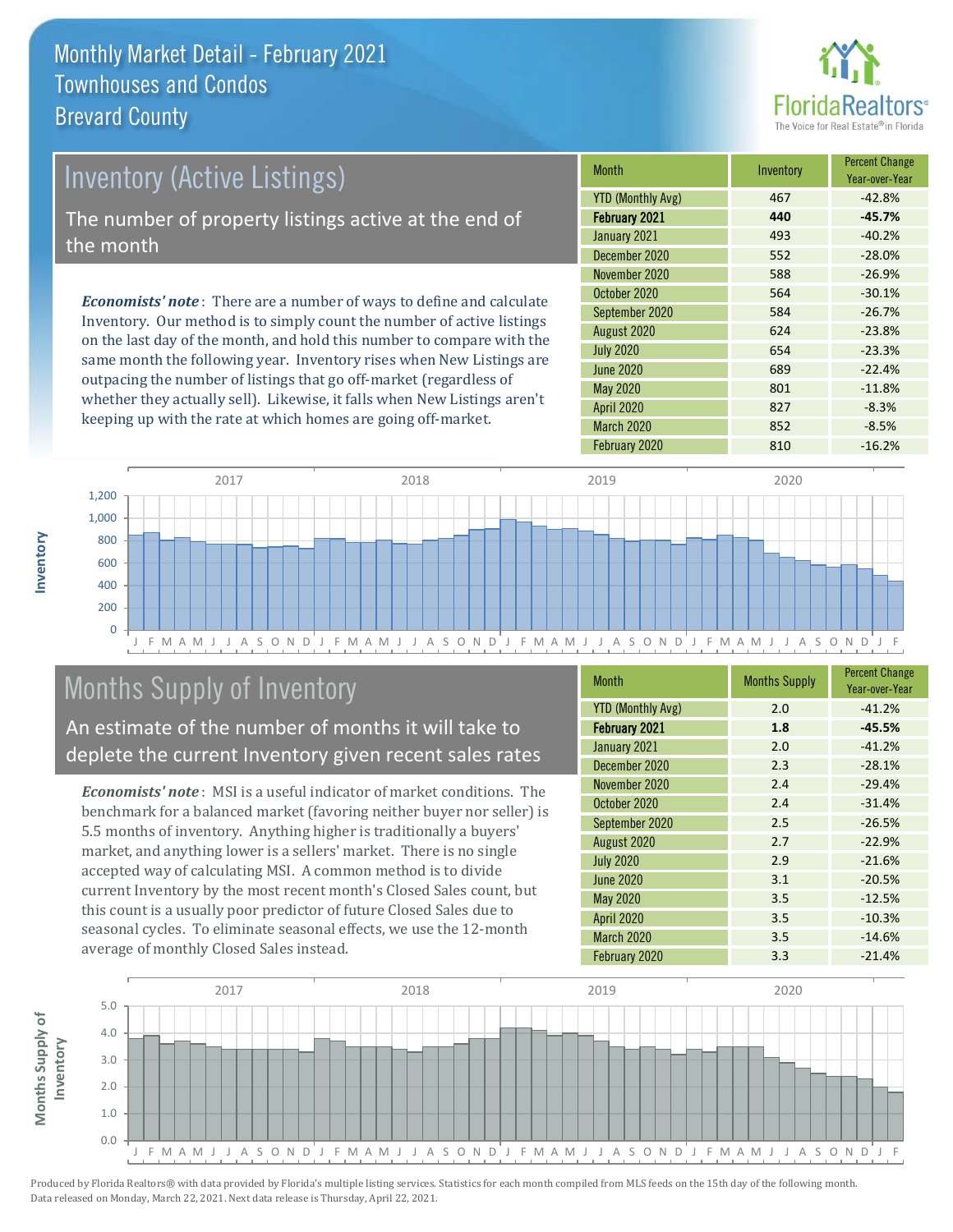# Monthly Market Detail - February 2021
## Townhouses and Condos
## Brevard County

## Inventory (Active Listings)

The number of property listings active at the end of the month

***Economists' note***: There are a number of ways to define and calculate Inventory. Our method is to simply count the number of active listings on the last day of the month, and hold this number to compare with the same month the following year. Inventory rises when New Listings are outpacing the number of listings that go off-market (regardless of whether they actually sell). Likewise, it falls when New Listings aren't keeping up with the rate at which homes are going off-market.

| Month | Inventory | Percent Change Year-over-Year |
|---|---|---|
| YTD (Monthly Avg) | 467 | -42.8% |
| **February 2021** | **440** | **-45.7%** |
| January 2021 | 493 | -40.2% |
| December 2020 | 552 | -28.0% |
| November 2020 | 588 | -26.9% |
| October 2020 | 564 | -30.1% |
| September 2020 | 584 | -26.7% |
| August 2020 | 624 | -23.8% |
| July 2020 | 654 | -23.3% |
| June 2020 | 689 | -22.4% |
| May 2020 | 801 | -11.8% |
| April 2020 | 827 | -8.3% |
| March 2020 | 852 | -8.5% |
| February 2020 | 810 | -16.2% |

## Months Supply of Inventory

An estimate of the number of months it will take to deplete the current Inventory given recent sales rates

***Economists' note***: MSI is a useful indicator of market conditions. The benchmark for a balanced market (favoring neither buyer nor seller) is 5.5 months of inventory. Anything higher is traditionally a buyers' market, and anything lower is a sellers' market. There is no single accepted way of calculating MSI. A common method is to divide current Inventory by the most recent month's Closed Sales count, but this count is a usually poor predictor of future Closed Sales due to seasonal cycles. To eliminate seasonal effects, we use the 12-month average of monthly Closed Sales instead.

| Month | Months Supply | Percent Change Year-over-Year |
|---|---|---|
| YTD (Monthly Avg) | 2.0 | -41.2% |
| **February 2021** | **1.8** | **-45.5%** |
| January 2021 | 2.0 | -41.2% |
| December 2020 | 2.3 | -28.1% |
| November 2020 | 2.4 | -29.4% |
| October 2020 | 2.4 | -31.4% |
| September 2020 | 2.5 | -26.5% |
| August 2020 | 2.7 | -22.9% |
| July 2020 | 2.9 | -21.6% |
| June 2020 | 3.1 | -20.5% |
| May 2020 | 3.5 | -12.5% |
| April 2020 | 3.5 | -10.3% |
| March 2020 | 3.5 | -14.6% |
| February 2020 | 3.3 | -21.4% |

Produced by Florida Realtors® with data provided by Florida's multiple listing services. Statistics for each month compiled from MLS feeds on the 15th day of the following month. Data released on Monday, March 22, 2021. Next data release is Thursday, April 22, 2021.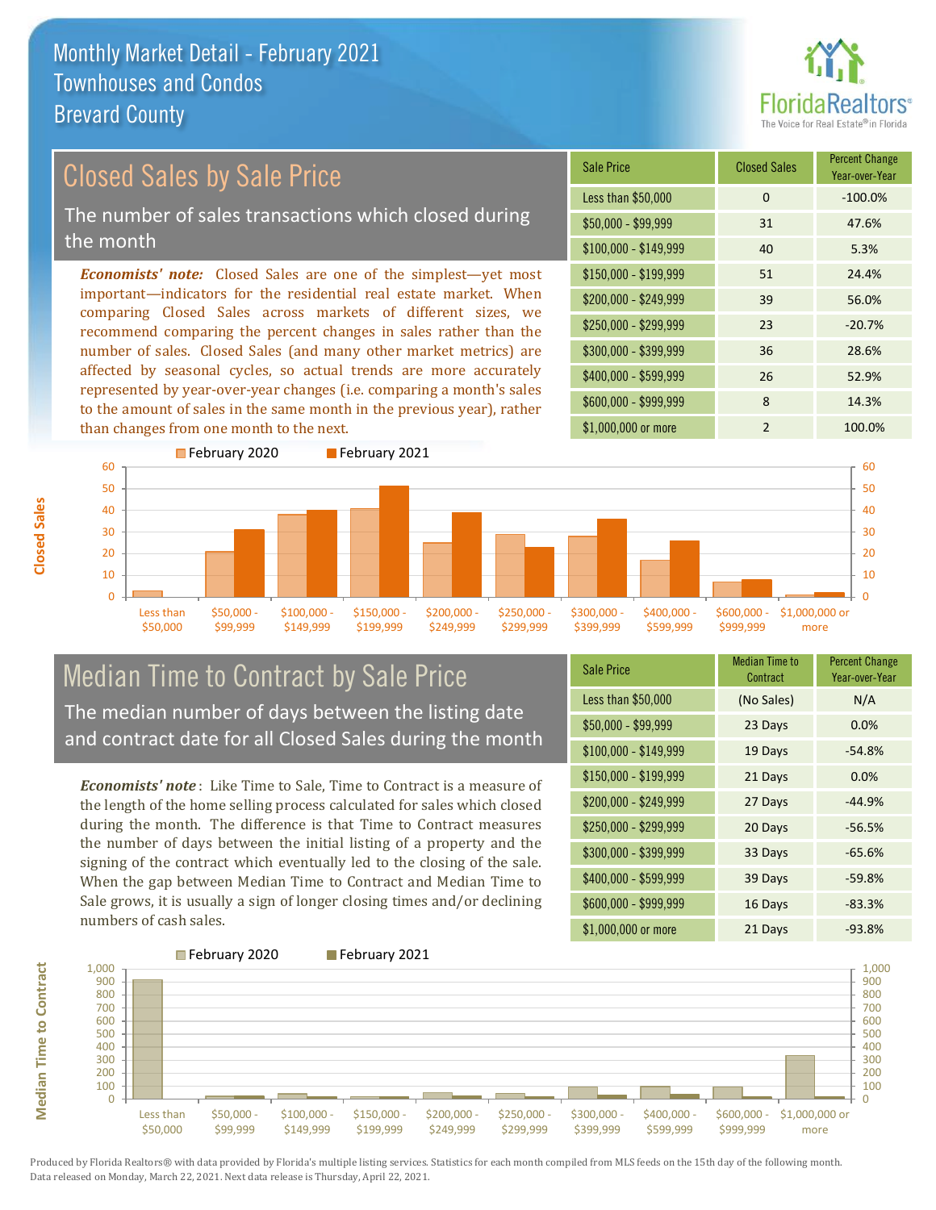# Monthly Market Detail - February 2021
## Townhouses and Condos
## Brevard County

## Closed Sales by Sale Price

The number of sales transactions which closed during the month

***Economists' note:*** Closed Sales are one of the simplest—yet most important—indicators for the residential real estate market. When comparing Closed Sales across markets of different sizes, we recommend comparing the percent changes in sales rather than the number of sales. Closed Sales (and many other market metrics) are affected by seasonal cycles, so actual trends are more accurately represented by year-over-year changes (i.e. comparing a month's sales to the amount of sales in the same month in the previous year), rather than changes from one month to the next.

| Sale Price | Closed Sales | Percent Change Year-over-Year |
| --- | --- | --- |
| Less than $50,000 | 0 | -100.0% |
| $50,000 - $99,999 | 31 | 47.6% |
| $100,000 - $149,999 | 40 | 5.3% |
| $150,000 - $199,999 | 51 | 24.4% |
| $200,000 - $249,999 | 39 | 56.0% |
| $250,000 - $299,999 | 23 | -20.7% |
| $300,000 - $399,999 | 36 | 28.6% |
| $400,000 - $599,999 | 26 | 52.9% |
| $600,000 - $999,999 | 8 | 14.3% |
| $1,000,000 or more | 2 | 100.0% |

## Median Time to Contract by Sale Price

The median number of days between the listing date and contract date for all Closed Sales during the month

***Economists' note*** : Like Time to Sale, Time to Contract is a measure of the length of the home selling process calculated for sales which closed during the month. The difference is that Time to Contract measures the number of days between the initial listing of a property and the signing of the contract which eventually led to the closing of the sale. When the gap between Median Time to Contract and Median Time to Sale grows, it is usually a sign of longer closing times and/or declining numbers of cash sales.

| Sale Price | Median Time to Contract | Percent Change Year-over-Year |
| --- | --- | --- |
| Less than $50,000 | (No Sales) | N/A |
| $50,000 - $99,999 | 23 Days | 0.0% |
| $100,000 - $149,999 | 19 Days | -54.8% |
| $150,000 - $199,999 | 21 Days | 0.0% |
| $200,000 - $249,999 | 27 Days | -44.9% |
| $250,000 - $299,999 | 20 Days | -56.5% |
| $300,000 - $399,999 | 33 Days | -65.6% |
| $400,000 - $599,999 | 39 Days | -59.8% |
| $600,000 - $999,999 | 16 Days | -83.3% |
| $1,000,000 or more | 21 Days | -93.8% |

Produced by Florida Realtors® with data provided by Florida's multiple listing services. Statistics for each month compiled from MLS feeds on the 15th day of the following month. Data released on Monday, March 22, 2021. Next data release is Thursday, April 22, 2021.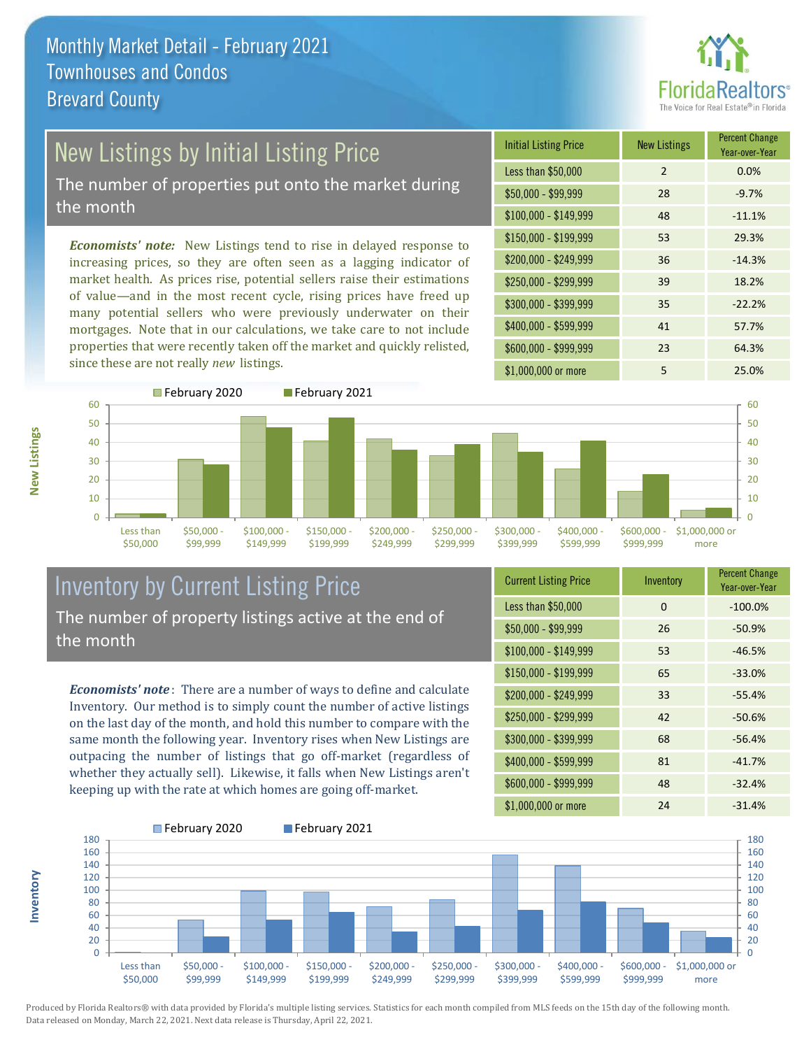# Monthly Market Detail - February 2021
## Townhouses and Condos
## Brevard County

## New Listings by Initial Listing Price

The number of properties put onto the market during the month

***Economists' note:*** New Listings tend to rise in delayed response to increasing prices, so they are often seen as a lagging indicator of market health. As prices rise, potential sellers raise their estimations of value—and in the most recent cycle, rising prices have freed up many potential sellers who were previously underwater on their mortgages. Note that in our calculations, we take care to not include properties that were recently taken off the market and quickly relisted, since these are not really *new* listings.

| Initial Listing Price | New Listings | Percent Change Year-over-Year |
|---|---|---|
| Less than $50,000 | 2 | 0.0% |
| $50,000 - $99,999 | 28 | -9.7% |
| $100,000 - $149,999 | 48 | -11.1% |
| $150,000 - $199,999 | 53 | 29.3% |
| $200,000 - $249,999 | 36 | -14.3% |
| $250,000 - $299,999 | 39 | 18.2% |
| $300,000 - $399,999 | 35 | -22.2% |
| $400,000 - $599,999 | 41 | 57.7% |
| $600,000 - $999,999 | 23 | 64.3% |
| $1,000,000 or more | 5 | 25.0% |

## Inventory by Current Listing Price

The number of property listings active at the end of the month

***Economists' note***: There are a number of ways to define and calculate Inventory. Our method is to simply count the number of active listings on the last day of the month, and hold this number to compare with the same month the following year. Inventory rises when New Listings are outpacing the number of listings that go off-market (regardless of whether they actually sell). Likewise, it falls when New Listings aren't keeping up with the rate at which homes are going off-market.

| Current Listing Price | Inventory | Percent Change Year-over-Year |
|---|---|---|
| Less than $50,000 | 0 | -100.0% |
| $50,000 - $99,999 | 26 | -50.9% |
| $100,000 - $149,999 | 53 | -46.5% |
| $150,000 - $199,999 | 65 | -33.0% |
| $200,000 - $249,999 | 33 | -55.4% |
| $250,000 - $299,999 | 42 | -50.6% |
| $300,000 - $399,999 | 68 | -56.4% |
| $400,000 - $599,999 | 81 | -41.7% |
| $600,000 - $999,999 | 48 | -32.4% |
| $1,000,000 or more | 24 | -31.4% |

Produced by Florida Realtors® with data provided by Florida's multiple listing services. Statistics for each month compiled from MLS feeds on the 15th day of the following month. Data released on Monday, March 22, 2021. Next data release is Thursday, April 22, 2021.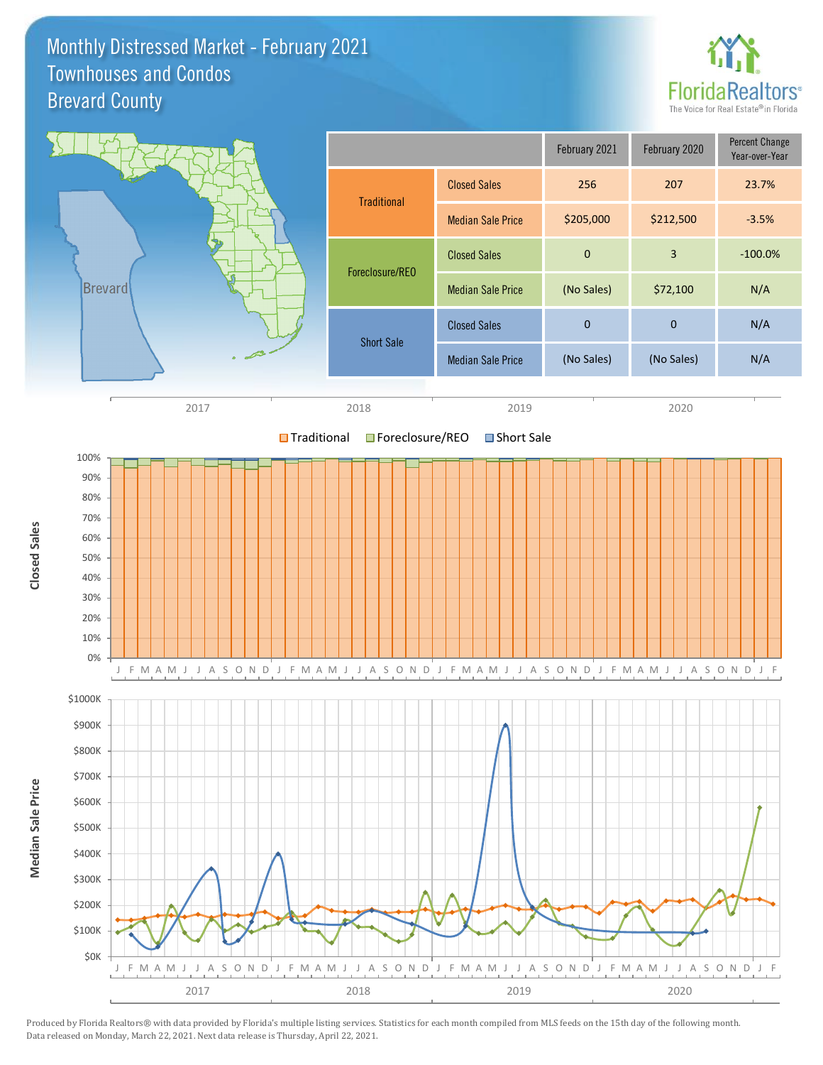# Monthly Distressed Market - February 2021
## Townhouses and Condos
## Brevard County

FloridaRealtors® The Voice for Real Estate® in Florida

Brevard

| | | February 2021 | February 2020 | Percent Change Year-over-Year |
|---|---|---|---|---|
| Traditional | Closed Sales | 256 | 207 | 23.7% |
| | Median Sale Price | $205,000 | $212,500 | -3.5% |
| Foreclosure/REO | Closed Sales | 0 | 3 | -100.0% |
| | Median Sale Price | (No Sales) | $72,100 | N/A |
| Short Sale | Closed Sales | 0 | 0 | N/A |
| | Median Sale Price | (No Sales) | (No Sales) | N/A |

2017 2018 2019 2020

Traditional  Foreclosure/REO  Short Sale

Closed Sales

100% 90% 80% 70% 60% 50% 40% 30% 20% 10% 0%

J F M A M J J A S O N D J F M A M J J A S O N D J F M A M J J A S O N D J F M A M J J A S O N D J F

Median Sale Price

$1000K $900K $800K $700K $600K $500K $400K $300K $200K $100K $0K

J F M A M J J A S O N D J F M A M J J A S O N D J F M A M J J A S O N D J F M A M J J A S O N D J F

2017 2018 2019 2020

Produced by Florida Realtors® with data provided by Florida's multiple listing services. Statistics for each month compiled from MLS feeds on the 15th day of the following month. Data released on Monday, March 22, 2021. Next data release is Thursday, April 22, 2021.